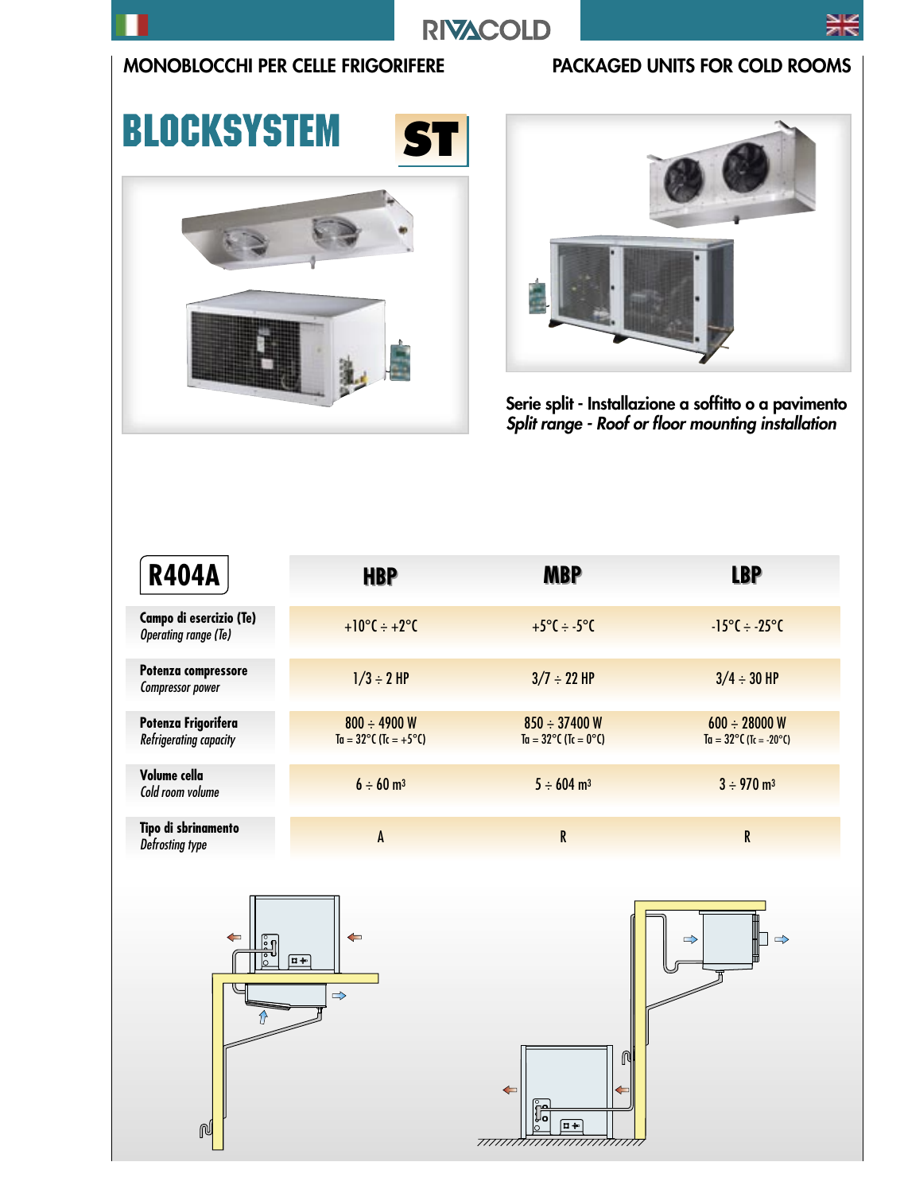RIVACOLD

MONOBLOCCHI PER CELLE FRIGORIFERE

PACKAGED UNITS FOR COLD ROOMS

# BLOCKSYSTEM ST

Serie split - Installazione a soffitto o a pavimento
*Split range - Roof or floor mounting installation*

| R404A | HBP | MBP | LBP |
|---|---|---|---|
| **Campo di esercizio (Te)** *Operating range (Te)* | +10°C ÷ +2°C | +5°C ÷ -5°C | -15°C ÷ -25°C |
| **Potenza compressore** *Compressor power* | 1/3 ÷ 2 HP | 3/7 ÷ 22 HP | 3/4 ÷ 30 HP |
| **Potenza Frigorifera** *Refrigerating capacity* | 800 ÷ 4900 W<br>Ta = 32°C (Tc = +5°C) | 850 ÷ 37400 W<br>Ta = 32°C (Tc = 0°C) | 600 ÷ 28000 W<br>Ta = 32°C (Tc = -20°C) |
| **Volume cella** *Cold room volume* | 6 ÷ 60 m³ | 5 ÷ 604 m³ | 3 ÷ 970 m³ |
| **Tipo di sbrinamento** *Defrosting type* | A | R | R |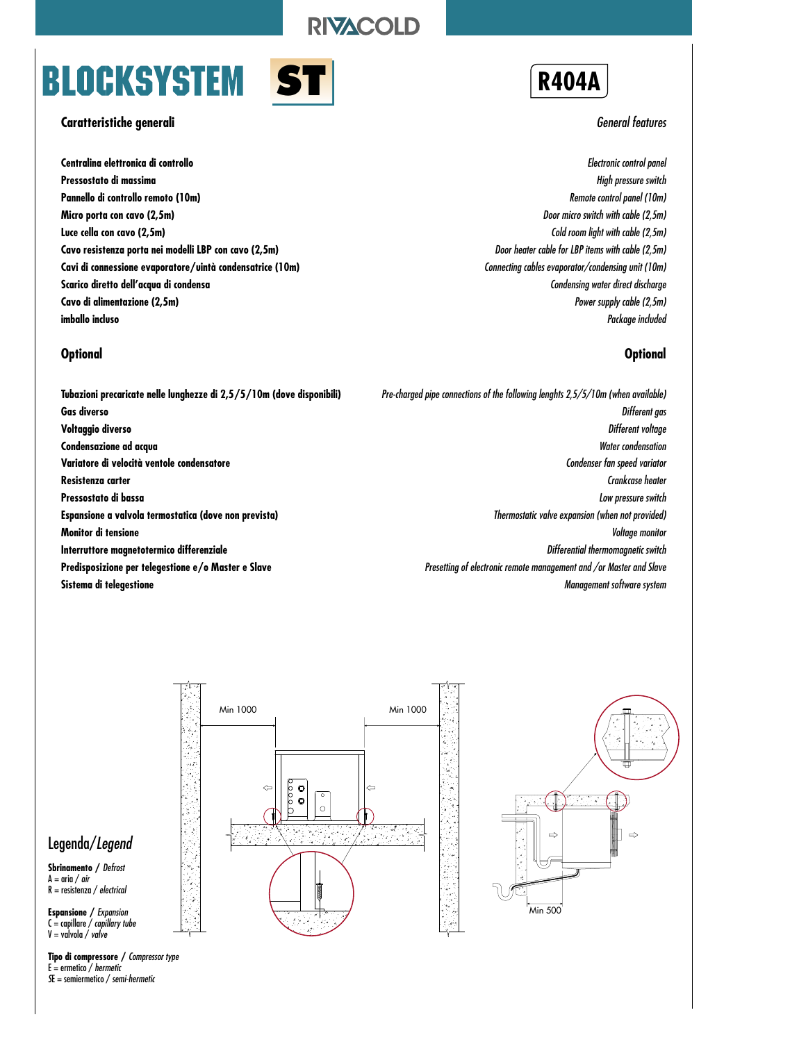# BLOCKSYSTEM ST

**R404A**

## Caratteristiche generali / *General features*

| Caratteristiche generali | General features |
|---|---|
| **Centralina elettronica di controllo** | *Electronic control panel* |
| **Pressostato di massima** | *High pressure switch* |
| **Pannello di controllo remoto (10m)** | *Remote control panel (10m)* |
| **Micro porta con cavo (2,5m)** | *Door micro switch with cable (2,5m)* |
| **Luce cella con cavo (2,5m)** | *Cold room light with cable (2,5m)* |
| **Cavo resistenza porta nei modelli LBP con cavo (2,5m)** | *Door heater cable for LBP items with cable (2,5m)* |
| **Cavi di connessione evaporatore/uintà condensatrice (10m)** | *Connecting cables evaporator/condensing unit (10m)* |
| **Scarico diretto dell'acqua di condensa** | *Condensing water direct discharge* |
| **Cavo di alimentazione (2,5m)** | *Power supply cable (2,5m)* |
| **imballo incluso** | *Package included* |

## Optional / Optional

| Optional | Optional |
|---|---|
| **Tubazioni precaricate nelle lunghezze di 2,5/5/10m (dove disponibili)** | *Pre-charged pipe connections of the following lenghts 2,5/5/10m (when available)* |
| **Gas diverso** | *Different gas* |
| **Voltaggio diverso** | *Different voltage* |
| **Condensazione ad acqua** | *Water condensation* |
| **Variatore di velocità ventole condensatore** | *Condenser fan speed variator* |
| **Resistenza carter** | *Crankcase heater* |
| **Pressostato di bassa** | *Low pressure switch* |
| **Espansione a valvola termostatica (dove non prevista)** | *Thermostatic valve expansion (when not provided)* |
| **Monitor di tensione** | *Voltage monitor* |
| **Interruttore magnetotermico differenziale** | *Differential thermomagnetic switch* |
| **Predisposizione per telegestione e/o Master e Slave** | *Presetting of electronic remote management and /or Master and Slave* |
| **Sistema di telegestione** | *Management software system* |

Min 1000 — Min 1000

Min 500

## Legenda/*Legend*

**Sbrinamento** / *Defrost*
A = aria / *air*
R = resistenza / *electrical*

**Espansione** / *Expansion*
C = capillare / *capillary tube*
V = valvola / *valve*

**Tipo di compressore** / *Compressor type*
E = ermetico / *hermetic*
SE = semiermetico / *semi-hermetic*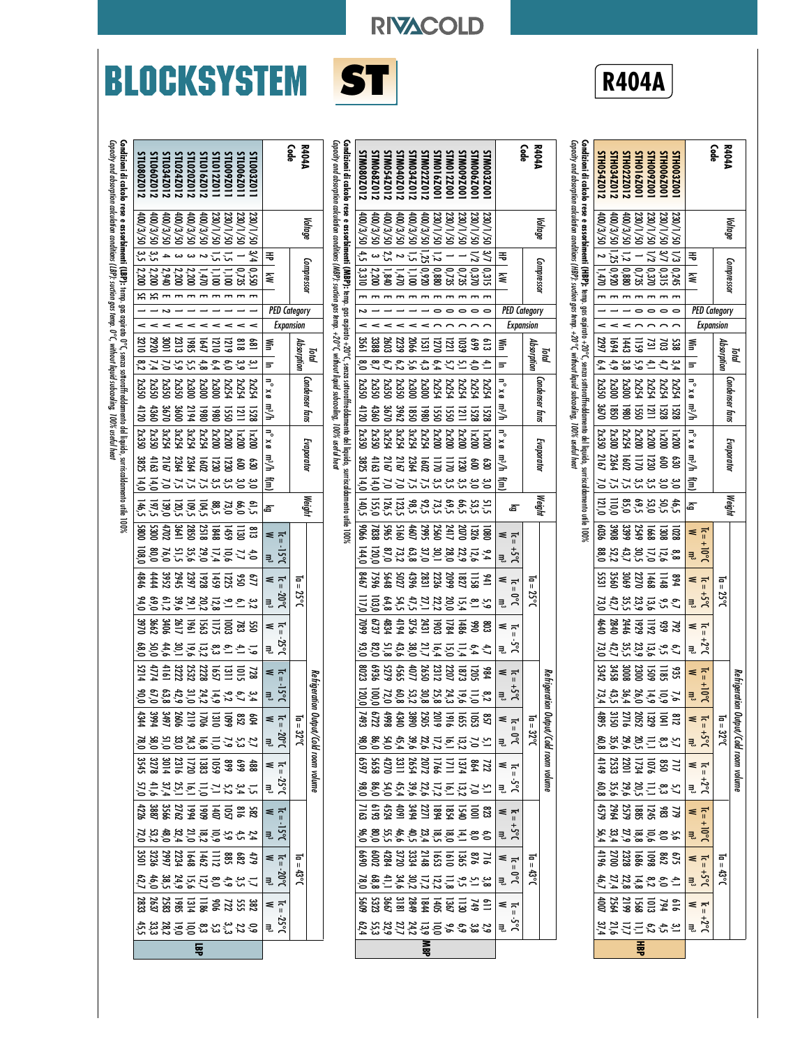# BLOCKSYSTEM ST

## R404A

### HBP

| R404A Code | Voltage | Compressor HP | Compressor kW | | PED Category | Expansion | Total Absorption W | Total Absorption A | Condenser fans n° x ø | Condenser fans m³/h | Evaporator n° x ø | Evaporator m³/h | Evaporator (fm) | Weight kg | Ta = 25°C Tc = +10°C W | m³ | Ta = 25°C Tc = +5°C W | m³ | Ta = 25°C Tc = +2°C W | m³ | Ta = 32°C Tc = +10°C W | m³ | Ta = 32°C Tc = +5°C W | m³ | Ta = 32°C Tc = +2°C W | m³ | Ta = 43°C Tc = +10°C W | m³ | Ta = 43°C Tc = +5°C W | m³ | Ta = 43°C Tc = +2°C W | m³ |
|---|---|---|---|---|---|---|---|---|---|---|---|---|---|---|---|---|---|---|---|---|---|---|---|---|---|---|---|---|---|---|---|---|
| STH0032Z001 | 230/1/50 | 1/3 | 0,245 | E | 0 | C | 538 | 3,4 | 2x254 | 1528 | 1x200 | 630 | 3,0 | 46,5 | 1028 | 8,8 | 894 | 6,7 | 792 | 6,7 | 935 | 7,6 | 812 | 5,7 | 717 | 5,7 | 779 | 5,6 | 675 | 4,1 | 616 | 3,1 |
| STH0062Z001 | 230/1/50 | 3/7 | 0,315 | E | 0 | C | 703 | 4,7 | 2x254 | 1528 | 1x200 | 600 | 3,0 | 50,5 | 1308 | 12,6 | 1148 | 9,5 | 939 | 9,5 | 1185 | 10,9 | 1041 | 8,3 | 850 | 8,3 | 983 | 8,0 | 862 | 6,0 | 794 | 4,5 |
| STH0092Z001 | 230/1/50 | 1/2 | 0,370 | E | 0 | C | 731 | 4,1 | 2x254 | 1211 | 1x200 | 1230 | 3,5 | 53,0 | 1668 | 17,0 | 1468 | 13,6 | 1192 | 13,6 | 1509 | 14,9 | 1329 | 11,1 | 1076 | 11,1 | 1245 | 10,6 | 1098 | 8,2 | 1013 | 6,2 |
| STH0162Z001 | 230/1/50 | 1 | 0,735 | E | 0 | C | 1159 | 5,5 | 2x254 | 1550 | 2x200 | 1170 | 3,5 | 69,5 | 2549 | 30,5 | 2270 | 23,9 | 1929 | 23,9 | 2300 | 26,0 | 2052 | 20,5 | 1734 | 20,5 | 1885 | 18,8 | 1686 | 14,8 | 1568 | 11,1 |
| STH0222Z012 | 400/3/50 | 1,2 | 0,880 | E | 1 | V | 1443 | 3,8 | 2x300 | 1980 | 2x254 | 1602 | 7,5 | 85,0 | 3399 | 43,7 | 3069 | 35,5 | 2446 | 35,5 | 3008 | 36,4 | 2716 | 29,6 | 2201 | 29,6 | 2579 | 27,9 | 2328 | 22,8 | 2199 | 17,7 |
| STH0342Z012 | 400/3/50 | 1,25 | 0,920 | E | 1 | V | 1694 | 4,9 | 2x300 | 1850 | 3x254 | 2364 | 7,5 | 110,0 | 3908 | 52,2 | 3560 | 42,7 | 2840 | 42,7 | 3458 | 43,5 | 3150 | 35,6 | 2533 | 35,6 | 2964 | 33,4 | 2700 | 27,4 | 2564 | 21,6 |
| STH0542Z012 | 400/3/50 | 2 | 1,470 | E | 1 | V | 2297 | 6,4 | 2x350 | 3670 | 3x254 | 2167 | 7,0 | 121,0 | 6036 | 88,0 | 5531 | 73,0 | 4640 | 73,0 | 5342 | 73,4 | 4895 | 60,8 | 4149 | 60,8 | 4579 | 56,4 | 4196 | 46,7 | 4007 | 37,4 |

**Condizioni di calcolo rese e assorbimenti (HBP):** temp. gas aspirato +20°C, senza sottoraffreddamento del liquido, surriscaldamento utile 100%
*Capacity and absorption calculation conditions (HBP): suction gas temp. +20°C, without liquid subcooling, 100% useful heat*

### MBP

| R404A Code | Voltage | Compressor HP | Compressor kW | | PED Category | Expansion | Total Absorption W | Total Absorption A | Condenser fans n° x ø | Condenser fans m³/h | Evaporator n° x ø | Evaporator m³/h | Evaporator (fm) | Weight kg | Ta = 25°C Tc = +5°C W | m³ | Ta = 25°C Tc = 0°C W | m³ | Ta = 25°C Tc = -5°C W | m³ | Ta = 32°C Tc = +5°C W | m³ | Ta = 32°C Tc = 0°C W | m³ | Ta = 32°C Tc = -5°C W | m³ | Ta = 43°C Tc = +5°C W | m³ | Ta = 43°C Tc = 0°C W | m³ | Ta = 43°C Tc = -5°C W | m³ |
|---|---|---|---|---|---|---|---|---|---|---|---|---|---|---|---|---|---|---|---|---|---|---|---|---|---|---|---|---|---|---|---|---|
| STM0032Z001 | 230/1/50 | 3/7 | 0,315 | E | 0 | C | 613 | 4,1 | 2x254 | 1528 | 1x200 | 630 | 3,0 | 51,5 | 1080 | 9,4 | 941 | 5,9 | 803 | 4,7 | 984 | 8,2 | 857 | 5,1 | 722 | 5,1 | 823 | 6,0 | 716 | 3,8 | 611 | 2,9 |
| STM0062Z001 | 230/1/50 | 1/2 | 0,370 | E | 0 | C | 699 | 4,0 | 2x254 | 1528 | 1x200 | 600 | 3,0 | 53,5 | 1326 | 12,6 | 1158 | 8,1 | 990 | 6,4 | 1205 | 11,0 | 1053 | 7,0 | 864 | 7,0 | 1001 | 8,0 | 876 | 5,1 | 749 | 3,8 |
| STM0092Z001 | 230/1/50 | 1 | 0,735 | E | 0 | C | 1039 | 5,1 | 2x254 | 1211 | 2x200 | 1230 | 3,5 | 66,5 | 2070 | 22,9 | 1827 | 15,4 | 1486 | 11,4 | 1873 | 19,6 | 1655 | 13,2 | 1374 | 13,2 | 1540 | 14,1 | 1365 | 9,5 | 1130 | 6,9 |
| STM0122Z001 | 230/1/50 | 1 | 0,735 | E | 0 | C | 1221 | 5,7 | 2x254 | 1550 | 2x200 | 1170 | 3,5 | 69,5 | 2417 | 28,0 | 2099 | 20,0 | 1784 | 15,0 | 2207 | 24,3 | 1916 | 16,1 | 1711 | 16,1 | 1854 | 18,0 | 1610 | 11,8 | 1367 | 9,6 |
| STM0162Z001 | 230/1/50 | 1,2 | 0,880 | E | 0 | C | 1270 | 6,4 | 2x254 | 1550 | 2x200 | 1170 | 3,5 | 73,5 | 2560 | 30,1 | 2236 | 22,2 | 1903 | 16,4 | 2312 | 25,8 | 2019 | 17,2 | 1766 | 17,2 | 1894 | 18,5 | 1653 | 12,2 | 1405 | 10,0 |
| STM0222Z012 | 400/3/50 | 1,25 | 0,920 | E | 1 | V | 1531 | 4,3 | 2x300 | 1980 | 2x254 | 1602 | 7,5 | 92,5 | 2995 | 37,0 | 2831 | 27,1 | 2431 | 21,7 | 2650 | 30,8 | 2505 | 22,6 | 2072 | 22,6 | 2271 | 23,4 | 2148 | 17,2 | 1844 | 13,9 |
| STM0342Z012 | 400/3/50 | 1,5 | 1,100 | E | 1 | V | 2066 | 5,6 | 2x300 | 1850 | 3x254 | 2364 | 7,5 | 98,5 | 4467 | 63,8 | 4396 | 47,5 | 3756 | 38,0 | 4077 | 53,2 | 3890 | 39,6 | 2654 | 39,6 | 3494 | 40,5 | 3334 | 30,2 | 2849 | 24,2 |
| STM0402Z012 | 400/3/50 | 2 | 1,470 | E | 1 | V | 2239 | 6,2 | 2x350 | 3962 | 3x254 | 2364 | 7,5 | 123,5 | 5160 | 73,2 | 5027 | 54,5 | 4194 | 43,6 | 4565 | 60,8 | 4340 | 45,4 | 3311 | 45,4 | 4091 | 46,6 | 3720 | 34,6 | 3181 | 27,7 |
| STM0542Z012 | 400/3/50 | 2,5 | 1,840 | E | 1 | V | 2603 | 6,7 | 2x350 | 3670 | 3x254 | 2167 | 7,0 | 126,5 | 5965 | 87,0 | 5648 | 64,8 | 4834 | 51,8 | 5279 | 72,0 | 4998 | 54,0 | 4270 | 54,0 | 4524 | 55,5 | 4284 | 41,1 | 3667 | 32,9 |
| STM0682Z012 | 400/3/50 | 3 | 2,200 | E | 1 | V | 3388 | 8,7 | 2x350 | 4360 | 2x350 | 4163 | 14,0 | 155,0 | 7838 | 120,0 | 7596 | 103,0 | 6737 | 82,0 | 6936 | 100,0 | 6722 | 86,0 | 5658 | 86,0 | 6193 | 80,0 | 6002 | 68,8 | 5323 | 55,3 |
| STM0802Z012 | 400/3/50 | 4,5 | 3,310 | E | 2 | V | 3561 | 8,0 | 2x350 | 4120 | 2x350 | 3825 | 14,0 | 140,5 | 9066 | 144,0 | 8467 | 117,0 | 7099 | 93,0 | 8023 | 120,0 | 7493 | 98,0 | 6597 | 98,0 | 7163 | 96,0 | 6690 | 78,0 | 5609 | 62,4 |

**Condizioni di calcolo rese e assorbimenti (MBP):** temp. gas aspirato +20°C, senza sottoraffreddamento del liquido, surriscaldamento utile 100%
*Capacity and absorption calculation conditions (MBP): suction gas temp. +20°C, without liquid subcooling, 100% useful heat*

### LBP

| R404A Code | Voltage | Compressor HP | Compressor kW | | PED Category | Expansion | Total Absorption W | Total Absorption A | Condenser fans n° x ø | Condenser fans m³/h | Evaporator n° x ø | Evaporator m³/h | Evaporator (fm) | Weight kg | Ta = 25°C Tc = -15°C W | m³ | Ta = 25°C Tc = -20°C W | m³ | Ta = 25°C Tc = -25°C W | m³ | Ta = 32°C Tc = -15°C W | m³ | Ta = 32°C Tc = -20°C W | m³ | Ta = 32°C Tc = -25°C W | m³ | Ta = 43°C Tc = -15°C W | m³ | Ta = 43°C Tc = -20°C W | m³ | Ta = 43°C Tc = -25°C W | m³ |
|---|---|---|---|---|---|---|---|---|---|---|---|---|---|---|---|---|---|---|---|---|---|---|---|---|---|---|---|---|---|---|---|---|
| STL0032Z011 | 230/1/50 | 3/4 | 0,550 | E | 1 | V | 681 | 3,1 | 2x254 | 1528 | 1x200 | 630 | 3,0 | 61,5 | 813 | 4,0 | 677 | 3,2 | 550 | 1,9 | 728 | 3,4 | 604 | 2,7 | 488 | 1,5 | 582 | 2,4 | 479 | 1,7 | 382 | 0,9 |
| STL0062Z011 | 230/1/50 | 1 | 0,735 | E | 1 | V | 818 | 3,9 | 2x254 | 1211 | 1x200 | 600 | 3,0 | 66,0 | 1130 | 7,7 | 950 | 6,1 | 783 | 4,1 | 1015 | 6,7 | 852 | 5,3 | 699 | 3,4 | 816 | 4,5 | 682 | 3,5 | 555 | 2,2 |
| STL0092Z011 | 230/1/50 | 1,5 | 1,100 | E | 1 | V | 1219 | 6,0 | 2x254 | 1550 | 2x200 | 1230 | 3,5 | 73,0 | 1459 | 10,6 | 1225 | 9,1 | 1003 | 6,1 | 1311 | 9,2 | 1099 | 7,9 | 899 | 5,6 | 1057 | 5,9 | 885 | 4,9 | 722 | 3,3 |
| STL0122Z011 | 230/1/50 | 1,5 | 1,100 | E | 1 | V | 1210 | 6,4 | 2x254 | 1550 | 2x200 | 1230 | 3,5 | 88,5 | 1848 | 17,4 | 1459 | 12,8 | 1175 | 8,3 | 1657 | 14,9 | 1310 | 11,0 | 1059 | 7,1 | 1407 | 10,9 | 1112 | 8,0 | 906 | 5,3 |
| STL0162Z011 | 230/1/50 | 2 | 1,470 | E | 1 | V | 1647 | 4,8 | 2x300 | 1980 | 2x254 | 1602 | 7,5 | 104,5 | 2518 | 29,0 | 1928 | 20,2 | 1563 | 13,2 | 2228 | 24,2 | 1706 | 16,8 | 1383 | 11,0 | 1909 | 18,2 | 1462 | 12,7 | 1186 | 8,3 |
| STL0202Z012 | 400/3/50 | 3 | 2,200 | E | 1 | V | 1985 | 5,5 | 2x300 | 2194 | 3x254 | 2364 | 7,5 | 109,5 | 2850 | 35,6 | 2397 | 29,1 | 1961 | 19,6 | 2532 | 31,0 | 2119 | 24,3 | 1720 | 16,1 | 1994 | 21,0 | 1648 | 15,6 | 1314 | 10,0 |
| STL0242Z012 | 400/3/50 | 3 | 2,200 | E | 1 | V | 2313 | 5,9 | 2x350 | 3600 | 3x254 | 2364 | 7,5 | 120,5 | 3641 | 51,5 | 2945 | 39,6 | 2617 | 30,1 | 3222 | 42,9 | 2606 | 33,0 | 2316 | 25,1 | 2762 | 32,4 | 2234 | 24,9 | 1985 | 19,0 |
| STL0342Z012 | 400/3/50 | 4 | 2,940 | E | 2 | V | 3001 | 7,0 | 2x350 | 3670 | 3x254 | 2167 | 7,0 | 139,0 | 4702 | 76,0 | 3952 | 61,2 | 3406 | 44,6 | 4161 | 63,8 | 3497 | 51,0 | 3014 | 37,4 | 3566 | 48,0 | 2997 | 38,5 | 2583 | 28,2 |
| STL0602Z012 | 400/3/50 | 3,5 | 2,200 | SE | 2 | V | 2920 | 7,4 | 2x350 | 4360 | 2x350 | 4163 | 14,0 | 197,5 | 5300 | 80,0 | 4444 | 69,0 | 3662 | 50,0 | 4774 | 67,0 | 3994 | 58,0 | 3278 | 41,6 | 3887 | 53,2 | 3236 | 46,0 | 2637 | 33,3 |
| STL0802Z012 | 400/3/50 | 3,5 | 2,200 | SE | 1 | V | 3210 | 8,2 | 2x350 | 4120 | 2x350 | 3825 | 14,0 | 146,5 | 5800 | 108,0 | 4846 | 94,0 | 3970 | 68,0 | 5214 | 90,0 | 4344 | 78,0 | 3545 | 57,0 | 4226 | 72,0 | 3501 | 62,7 | 2833 | 45,5 |

**Condizioni di calcolo rese e assorbimenti (LBP):** temp. gas aspirato 0°C, senza sottoraffreddamento del liquido, surriscaldamento utile 100%
*Capacity and absorption calculation conditions (LBP): suction gas temp. 0°C, without liquid subcooling, 100% useful heat*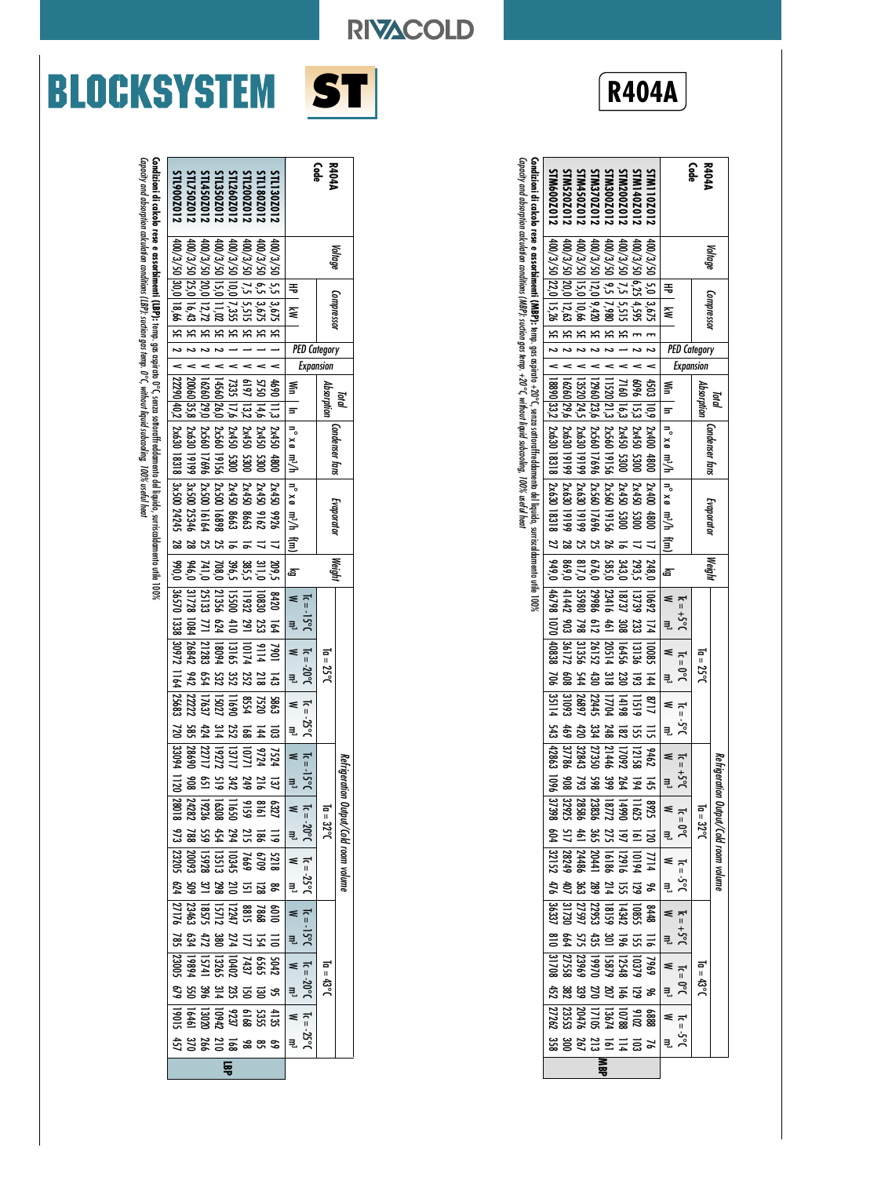# BLOCKSYSTEM ST

## R404A

### MBP

| R404A Code | Voltage | Compressor | | | PED Category | Expansion | Total Absorption | | Condenser fans | | Evaporator | | | Weight | Refrigeration Output/Cold room volume | | | | | | | | | | | | | | | | | |
|---|---|---|---|---|---|---|---|---|---|---|---|---|---|---|---|---|---|---|---|---|---|---|---|---|---|---|---|---|---|---|---|---|
| | | | | | | | | | | | | | | | Ta = 25°C | | | | | | Ta = 32°C | | | | | | Ta = 43°C | | | | | |
| | | | | | | | | | | | | | | | Tc = +5°C | | Tc = 0°C | | Tc = -5°C | | Tc = +5°C | | Tc = 0°C | | Tc = -5°C | | Tc = +5°C | | Tc = 0°C | | Tc = -5°C | |
| | | HP | kW | | | | Win | In | n° x ø | m³/h | n° x ø | m³/h | f(m) | kg | W | m³ | W | m³ | W | m³ | W | m³ | W | m³ | W | m³ | W | m³ | W | m³ | W | m³ |
| STM110Z012 | 400/3/50 | 5,0 | 3,675 | E | 2 | V | 4503 | 10,9 | 2x400 | 4800 | 2x400 | 4800 | 17 | 248,0 | 10692 | 174 | 10085 | 144 | 8717 | 115 | 9462 | 145 | 8925 | 120 | 7714 | 96 | 8448 | 116 | 7969 | 96 | 6888 | 76 |
| STM140Z012 | 400/3/50 | 6,25 | 4,595 | E | 1 | V | 6096 | 15,3 | 2x450 | 5300 | 2x450 | 5300 | 17 | 293,5 | 13739 | 233 | 13136 | 193 | 11519 | 155 | 12158 | 194 | 11625 | 161 | 10194 | 129 | 10855 | 155 | 10379 | 129 | 9102 | 103 |
| STM200Z012 | 400/3/50 | 7,5 | 5,515 | SE | 1 | V | 7160 | 16,3 | 2x450 | 5300 | 2x450 | 5300 | 16 | 343,0 | 18737 | 308 | 16456 | 230 | 14198 | 182 | 17092 | 264 | 14990 | 197 | 12916 | 155 | 14342 | 196 | 12548 | 146 | 10788 | 114 |
| STM300Z012 | 400/3/50 | 9,5 | 7,980 | SE | 2 | V | 11520 | 21,3 | 2x560 | 19156 | 2x560 | 19156 | 26 | 585,0 | 23416 | 461 | 20514 | 318 | 17704 | 248 | 21446 | 399 | 18772 | 275 | 16186 | 214 | 18159 | 301 | 15879 | 207 | 13674 | 161 |
| STM370Z012 | 400/3/50 | 12,0 | 9,420 | SE | 2 | V | 12960 | 23,6 | 2x560 | 17696 | 2x560 | 17696 | 25 | 676,0 | 29986 | 612 | 26152 | 430 | 22445 | 334 | 27350 | 598 | 23836 | 365 | 20441 | 289 | 22953 | 435 | 19970 | 270 | 17105 | 213 |
| STM450Z012 | 400/3/50 | 15,0 | 10,66 | SE | 2 | V | 13520 | 24,5 | 2x630 | 19199 | 2x630 | 19199 | 25 | 817,0 | 35980 | 798 | 31336 | 544 | 26897 | 420 | 32843 | 793 | 28586 | 461 | 24486 | 363 | 27597 | 575 | 23969 | 339 | 20476 | 267 |
| STM520Z012 | 400/3/50 | 20,0 | 12,63 | SE | 2 | V | 16260 | 29,6 | 2x630 | 19199 | 2x630 | 19199 | 28 | 869,0 | 41442 | 903 | 36172 | 608 | 31093 | 469 | 37786 | 908 | 32925 | 517 | 28249 | 407 | 31730 | 664 | 27558 | 382 | 23553 | 300 |
| STM600Z012 | 400/3/50 | 22,0 | 15,26 | SE | 2 | V | 18890 | 33,2 | 2x630 | 18318 | 2x630 | 18318 | 27 | 949,0 | 46798 | 1070 | 40838 | 706 | 35114 | 543 | 42863 | 1096 | 37398 | 604 | 32152 | 476 | 36337 | 810 | 31708 | 452 | 27262 | 338 |

**Condizioni di calcolo rese e assorbimenti (MBP):** temp. gas aspirato +20°C, senza sottoraffreddamento del liquido, surriscaldamento utile 100%
*Capacity and absorption calculation conditions (MBP): suction gas temp. +20°C, without liquid subcooling, 100% useful heat*

### LBP

| R404A Code | Voltage | Compressor | | | PED Category | Expansion | Total Absorption | | Condenser fans | | Evaporator | | | Weight | Refrigeration Output/Cold room volume | | | | | | | | | | | | | | | | | |
|---|---|---|---|---|---|---|---|---|---|---|---|---|---|---|---|---|---|---|---|---|---|---|---|---|---|---|---|---|---|---|---|---|
| | | | | | | | | | | | | | | | Ta = 25°C | | | | | | Ta = 32°C | | | | | | Ta = 43°C | | | | | |
| | | | | | | | | | | | | | | | Tc = -15°C | | Tc = -20°C | | Tc = -25°C | | Tc = -15°C | | Tc = -20°C | | Tc = -25°C | | Tc = -15°C | | Tc = -20°C | | Tc = -25°C | |
| | | HP | kW | | | | Win | In | n° x ø | m³/h | n° x ø | m³/h | f(m) | kg | W | m³ | W | m³ | W | m³ | W | m³ | W | m³ | W | m³ | W | m³ | W | m³ | W | m³ |
| STL130Z012 | 400/3/50 | 5,5 | 3,675 | SE | 1 | V | 4690 | 11,3 | 2x450 | 4800 | 2x450 | 9926 | 17 | 209,5 | 8420 | 164 | 7901 | 143 | 5863 | 103 | 7524 | 137 | 6327 | 119 | 5218 | 86 | 6010 | 110 | 5042 | 95 | 4135 | 69 |
| STL180Z012 | 400/3/50 | 6,5 | 3,675 | SE | 1 | V | 5750 | 14,6 | 2x450 | 5300 | 2x450 | 9162 | 17 | 311,0 | 10830 | 253 | 9114 | 218 | 7520 | 144 | 9724 | 216 | 8161 | 186 | 6709 | 128 | 7868 | 154 | 6565 | 130 | 5355 | 85 |
| STL200Z012 | 400/3/50 | 7,5 | 5,515 | SE | 1 | V | 6197 | 13,2 | 2x450 | 5300 | 2x450 | 8663 | 16 | 385,5 | 11932 | 291 | 10174 | 252 | 8554 | 168 | 10771 | 249 | 9159 | 215 | 7669 | 151 | 8815 | 177 | 7437 | 150 | 6168 | 98 |
| STL260Z012 | 400/3/50 | 10,0 | 7,355 | SE | 1 | V | 7335 | 17,6 | 2x450 | 5300 | 2x450 | 8663 | 16 | 396,5 | 15500 | 410 | 13165 | 352 | 11690 | 252 | 13717 | 342 | 11650 | 294 | 10345 | 210 | 11247 | 274 | 10402 | 235 | 9237 | 168 |
| STL350Z012 | 400/3/50 | 15,0 | 11,02 | SE | 2 | V | 14560 | 26,0 | 2x560 | 19156 | 2x500 | 16898 | 25 | 708,0 | 21356 | 624 | 18094 | 532 | 15027 | 314 | 19272 | 519 | 16308 | 454 | 13513 | 298 | 15712 | 380 | 13265 | 314 | 10942 | 210 |
| STL450Z012 | 400/3/50 | 20,0 | 12,72 | SE | 2 | V | 16260 | 29,0 | 2x560 | 17696 | 2x500 | 16164 | 25 | 741,0 | 25133 | 771 | 21283 | 654 | 17637 | 424 | 22717 | 651 | 19236 | 559 | 15928 | 371 | 18575 | 472 | 15741 | 396 | 13020 | 266 |
| STL750Z012 | 400/3/50 | 25,0 | 16,43 | SE | 2 | V | 20060 | 35,8 | 2x630 | 19199 | 3x500 | 25346 | 28 | 946,0 | 31728 | 1084 | 26842 | 942 | 22222 | 585 | 28690 | 908 | 24282 | 788 | 20093 | 509 | 23463 | 634 | 19894 | 550 | 16461 | 370 |
| STL900Z012 | 400/3/50 | 30,0 | 18,66 | SE | 2 | V | 22290 | 40,2 | 2x630 | 18318 | 3x500 | 24245 | 28 | 990,0 | 36570 | 1338 | 30972 | 1164 | 25683 | 720 | 33094 | 1120 | 28018 | 973 | 23205 | 624 | 27176 | 785 | 23005 | 679 | 19015 | 457 |

**Condizioni di calcolo rese e assorbimenti (LBP):** temp. gas aspirato 0°C, senza sottoraffreddamento del liquido, surriscaldamento utile 100%
*Capacity and absorption calculation conditions (LBP): suction gas temp. 0°C, without liquid subcooling, 100% useful heat*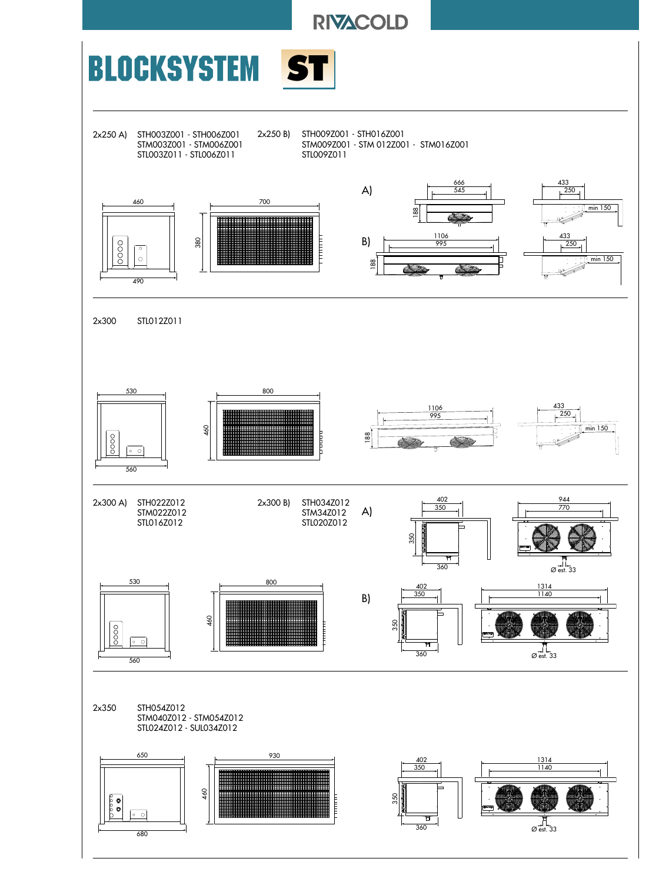# BLOCKSYSTEM ST

2x250 A) STH003Z001 - STH006Z001
STM003Z001 - STM006Z001
STL003Z011 - STL006Z011

2x250 B) STH009Z001 - STH016Z001
STM009Z001 - STM 012Z001 - STM016Z001
STL009Z011

A) 666, 545, 188 — 433, 250, min 150

B) 1106, 995, 188 — 433, 250, min 150

460, 490 — 700, 380

2x300 STL012Z011

530, 560 — 800, 460 — 1106, 995, 188 — 433, 250, min 150

2x300 A) STH022Z012
STM022Z012
STL016Z012

2x300 B) STH034Z012
STM34Z012
STL020Z012

A) 402, 350, 350, 360 — 944, 770, Ø est. 33

B) 402, 350, 350, 360 — 1314, 1140, Ø est. 33

530, 560 — 800, 460

2x350 STH054Z012
STM040Z012 - STM054Z012
STL024Z012 - SUL034Z012

650, 680 — 930, 460 — 402, 350, 350, 360 — 1314, 1140, Ø est. 33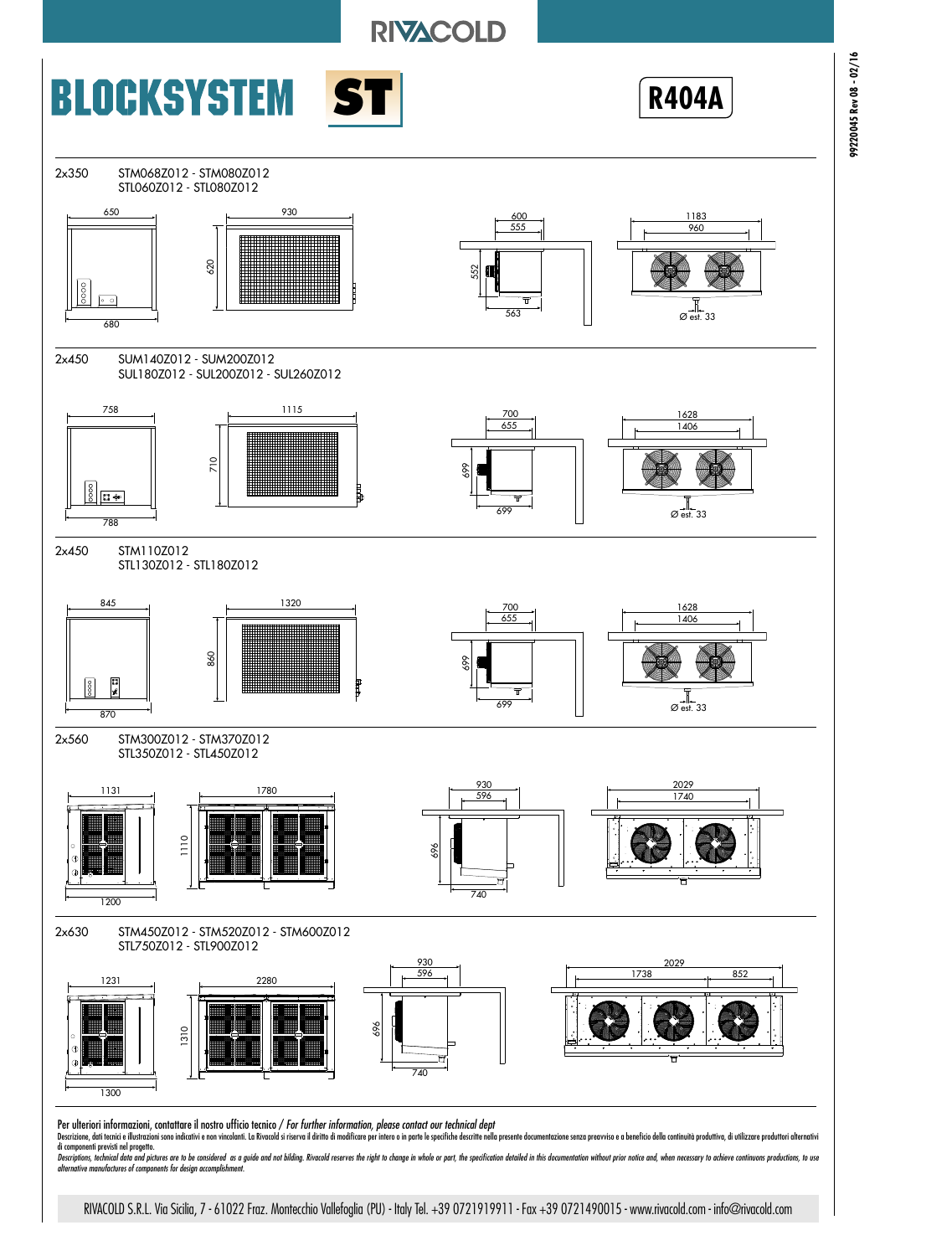# BLOCKSYSTEM ST

**R404A**

2x350 STM068Z012 - STM080Z012
STL060Z012 - STL080Z012

650
680
930
620
600
555
552
563
1183
960
Ø est. 33

2x450 SUM140Z012 - SUM200Z012
SUL180Z012 - SUL200Z012 - SUL260Z012

758
788
1115
710
700
655
699
699
1628
1406
Ø est. 33

2x450 STM110Z012
STL130Z012 - STL180Z012

845
870
1320
860
700
655
699
699
1628
1406
Ø est. 33

2x560 STM300Z012 - STM370Z012
STL350Z012 - STL450Z012

1131
1200
1780
1110
930
596
696
740
2029
1740

2x630 STM450Z012 - STM520Z012 - STM600Z012
STL750Z012 - STL900Z012

1231
1300
2280
1310
930
596
696
740
2029
1738
852

Per ulteriori informazioni, contattare il nostro ufficio tecnico / *For further information, please contact our technical dept*

Descrizione, dati tecnici e illustrazioni sono indicativi e non vincolanti. La Rivacold si riserva il diritto di modificare per intero o in parte le specifiche descritte nella presente documentazione senza preavviso e a beneficio della continuità produttiva, di utilizzare produttori alternativi di componenti previsti nel progetto.

*Descriptions, technical data and pictures are to be considered as a guide and not bilding. Rivacold reserves the right to change in whole or part, the specification detailed in this documentation without prior notice and, when necessary to achieve continuous productions, to use alternative manufactures of components for design accomplishment.*

RIVACOLD S.R.L. Via Sicilia, 7 - 61022 Fraz. Montecchio Vallefoglia (PU) - Italy Tel. +39 0721919911 - Fax +39 0721490015 - www.rivacold.com - info@rivacold.com

99220045 Rev 08 - 02/16